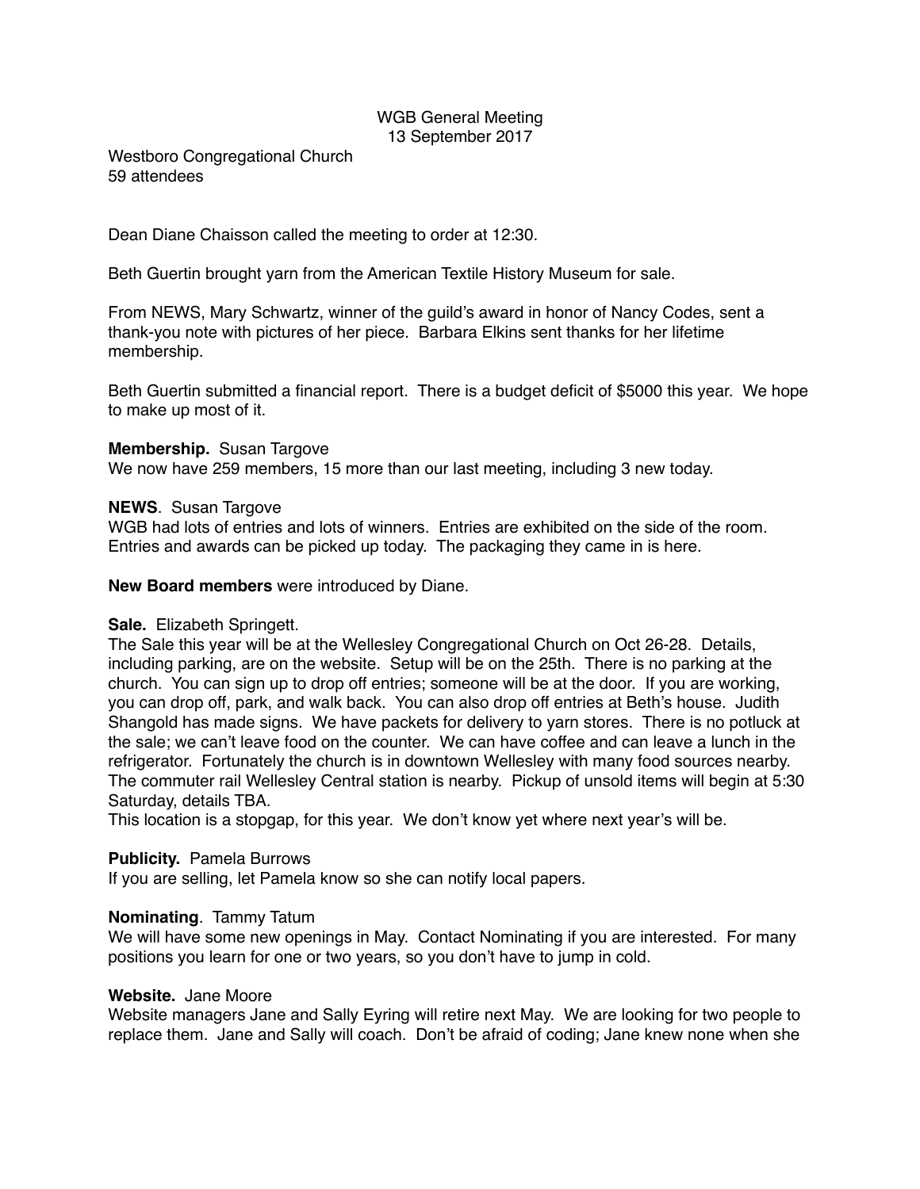# WGB General Meeting
13 September 2017

Westboro Congregational Church
59 attendees

Dean Diane Chaisson called the meeting to order at 12:30.

Beth Guertin brought yarn from the American Textile History Museum for sale.

From NEWS, Mary Schwartz, winner of the guild's award in honor of Nancy Codes, sent a thank-you note with pictures of her piece. Barbara Elkins sent thanks for her lifetime membership.

Beth Guertin submitted a financial report. There is a budget deficit of $5000 this year. We hope to make up most of it.

**Membership.** Susan Targove
We now have 259 members, 15 more than our last meeting, including 3 new today.

**NEWS**. Susan Targove
WGB had lots of entries and lots of winners. Entries are exhibited on the side of the room. Entries and awards can be picked up today. The packaging they came in is here.

**New Board members** were introduced by Diane.

**Sale.** Elizabeth Springett.
The Sale this year will be at the Wellesley Congregational Church on Oct 26-28. Details, including parking, are on the website. Setup will be on the 25th. There is no parking at the church. You can sign up to drop off entries; someone will be at the door. If you are working, you can drop off, park, and walk back. You can also drop off entries at Beth's house. Judith Shangold has made signs. We have packets for delivery to yarn stores. There is no potluck at the sale; we can't leave food on the counter. We can have coffee and can leave a lunch in the refrigerator. Fortunately the church is in downtown Wellesley with many food sources nearby. The commuter rail Wellesley Central station is nearby. Pickup of unsold items will begin at 5:30 Saturday, details TBA.
This location is a stopgap, for this year. We don't know yet where next year's will be.

**Publicity.** Pamela Burrows
If you are selling, let Pamela know so she can notify local papers.

**Nominating**. Tammy Tatum
We will have some new openings in May. Contact Nominating if you are interested. For many positions you learn for one or two years, so you don't have to jump in cold.

**Website.** Jane Moore
Website managers Jane and Sally Eyring will retire next May. We are looking for two people to replace them. Jane and Sally will coach. Don't be afraid of coding; Jane knew none when she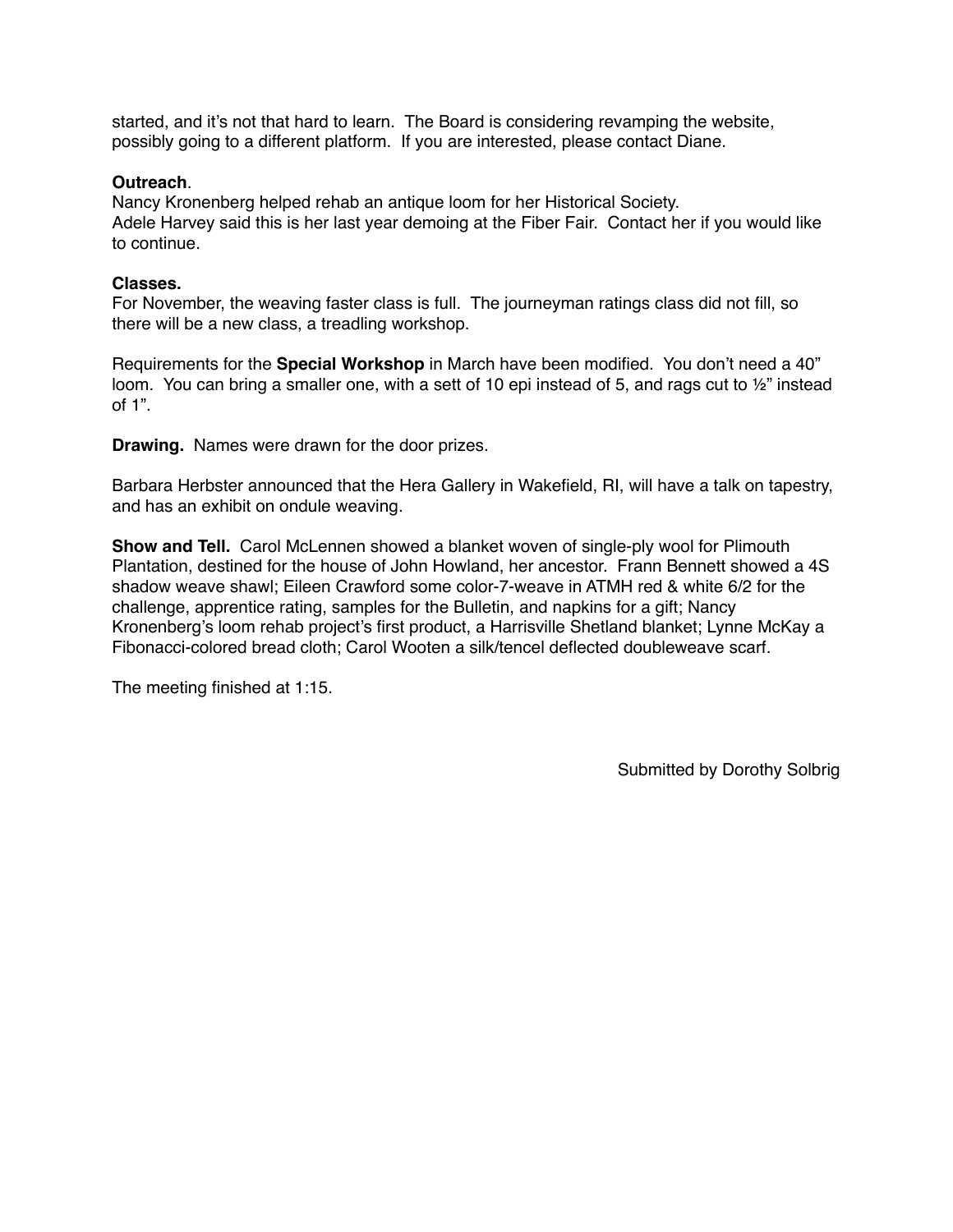started, and it's not that hard to learn. The Board is considering revamping the website, possibly going to a different platform. If you are interested, please contact Diane.

**Outreach**.
Nancy Kronenberg helped rehab an antique loom for her Historical Society.
Adele Harvey said this is her last year demoing at the Fiber Fair. Contact her if you would like to continue.

**Classes.**
For November, the weaving faster class is full. The journeyman ratings class did not fill, so there will be a new class, a treadling workshop.

Requirements for the **Special Workshop** in March have been modified. You don't need a 40" loom. You can bring a smaller one, with a sett of 10 epi instead of 5, and rags cut to ½" instead of 1".

**Drawing.** Names were drawn for the door prizes.

Barbara Herbster announced that the Hera Gallery in Wakefield, RI, will have a talk on tapestry, and has an exhibit on ondule weaving.

**Show and Tell.** Carol McLennen showed a blanket woven of single-ply wool for Plimouth Plantation, destined for the house of John Howland, her ancestor. Frann Bennett showed a 4S shadow weave shawl; Eileen Crawford some color-7-weave in ATMH red & white 6/2 for the challenge, apprentice rating, samples for the Bulletin, and napkins for a gift; Nancy Kronenberg's loom rehab project's first product, a Harrisville Shetland blanket; Lynne McKay a Fibonacci-colored bread cloth; Carol Wooten a silk/tencel deflected doubleweave scarf.

The meeting finished at 1:15.

Submitted by Dorothy Solbrig